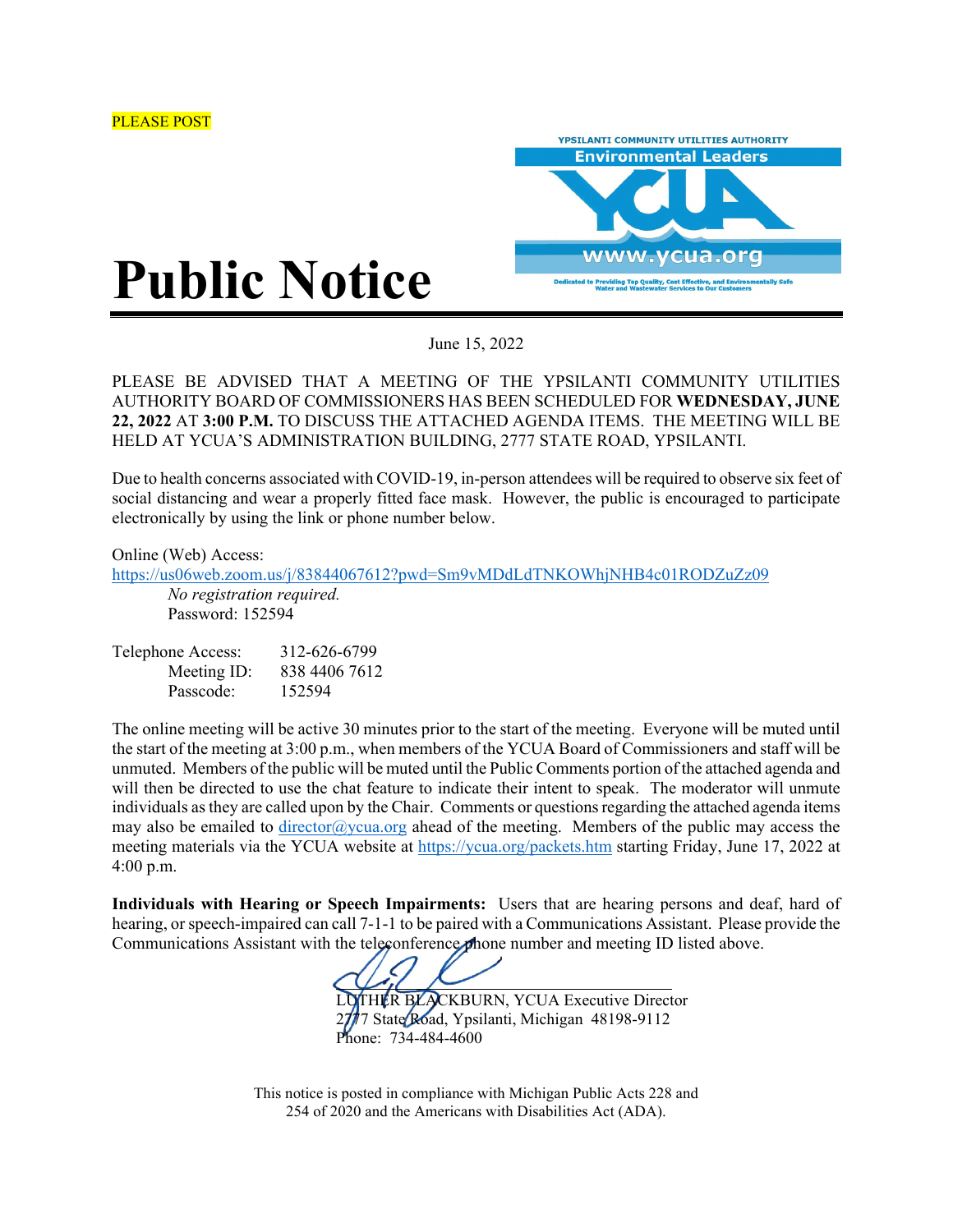PLEASE POST

YPSILANTI COMMUNITY UTILITIES AUTHORITY
Environmental Leaders
YCUA
www.ycua.org
Dedicated to Providing Top Quality, Cost Effective, and Environmentally Safe Water and Wastewater Services to Our Customers

# Public Notice

June 15, 2022

PLEASE BE ADVISED THAT A MEETING OF THE YPSILANTI COMMUNITY UTILITIES AUTHORITY BOARD OF COMMISSIONERS HAS BEEN SCHEDULED FOR **WEDNESDAY, JUNE 22, 2022** AT **3:00 P.M.** TO DISCUSS THE ATTACHED AGENDA ITEMS. THE MEETING WILL BE HELD AT YCUA'S ADMINISTRATION BUILDING, 2777 STATE ROAD, YPSILANTI.

Due to health concerns associated with COVID-19, in-person attendees will be required to observe six feet of social distancing and wear a properly fitted face mask. However, the public is encouraged to participate electronically by using the link or phone number below.

Online (Web) Access:
https://us06web.zoom.us/j/83844067612?pwd=Sm9vMDdLdTNKOWhjNHB4c01RODZuZz09
*No registration required.*
Password: 152594

Telephone Access: 312-626-6799
Meeting ID: 838 4406 7612
Passcode: 152594

The online meeting will be active 30 minutes prior to the start of the meeting. Everyone will be muted until the start of the meeting at 3:00 p.m., when members of the YCUA Board of Commissioners and staff will be unmuted. Members of the public will be muted until the Public Comments portion of the attached agenda and will then be directed to use the chat feature to indicate their intent to speak. The moderator will unmute individuals as they are called upon by the Chair. Comments or questions regarding the attached agenda items may also be emailed to director@ycua.org ahead of the meeting. Members of the public may access the meeting materials via the YCUA website at https://ycua.org/packets.htm starting Friday, June 17, 2022 at 4:00 p.m.

**Individuals with Hearing or Speech Impairments:** Users that are hearing persons and deaf, hard of hearing, or speech-impaired can call 7-1-1 to be paired with a Communications Assistant. Please provide the Communications Assistant with the teleconference phone number and meeting ID listed above.

LUTHER BLACKBURN, YCUA Executive Director
2777 State Road, Ypsilanti, Michigan 48198-9112
Phone: 734-484-4600

This notice is posted in compliance with Michigan Public Acts 228 and 254 of 2020 and the Americans with Disabilities Act (ADA).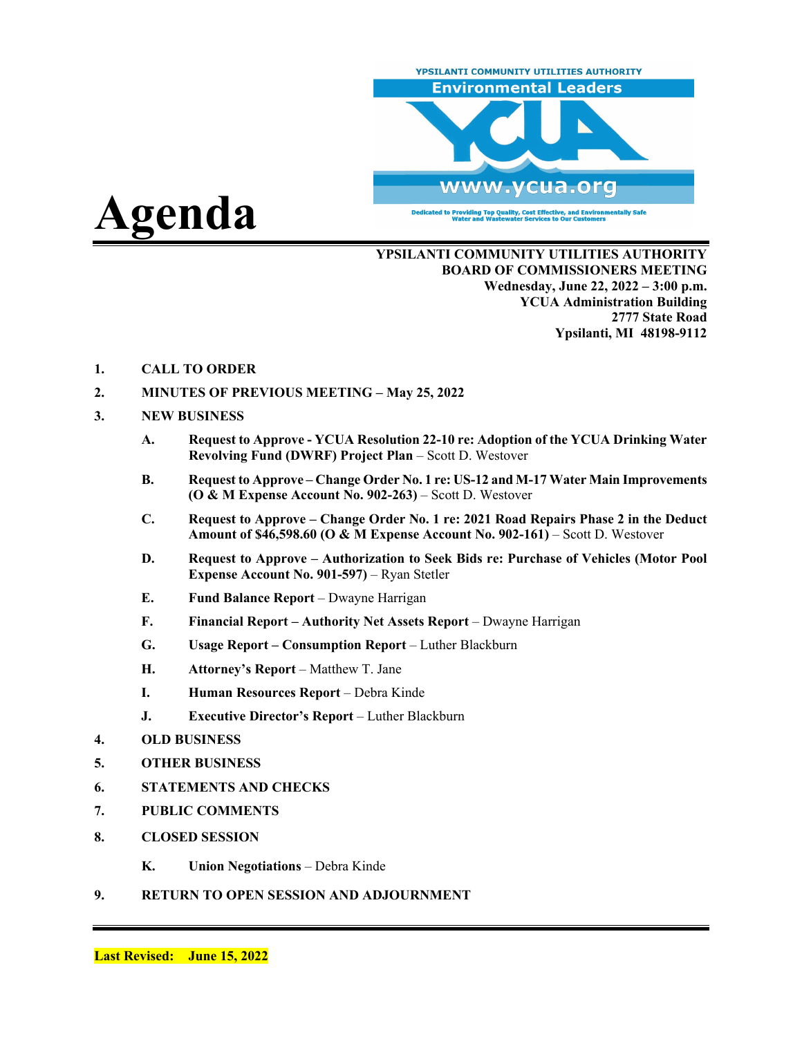YPSILANTI COMMUNITY UTILITIES AUTHORITY

Environmental Leaders

www.ycua.org

Dedicated to Providing Top Quality, Cost Effective, and Environmentally Safe Water and Wastewater Services to Our Customers

# Agenda

**YPSILANTI COMMUNITY UTILITIES AUTHORITY**
**BOARD OF COMMISSIONERS MEETING**
**Wednesday, June 22, 2022 – 3:00 p.m.**
**YCUA Administration Building**
**2777 State Road**
**Ypsilanti, MI 48198-9112**

1. **CALL TO ORDER**
2. **MINUTES OF PREVIOUS MEETING – May 25, 2022**
3. **NEW BUSINESS**
   - A. **Request to Approve - YCUA Resolution 22-10 re: Adoption of the YCUA Drinking Water Revolving Fund (DWRF) Project Plan** – Scott D. Westover
   - B. **Request to Approve – Change Order No. 1 re: US-12 and M-17 Water Main Improvements (O & M Expense Account No. 902-263)** – Scott D. Westover
   - C. **Request to Approve – Change Order No. 1 re: 2021 Road Repairs Phase 2 in the Deduct Amount of $46,598.60 (O & M Expense Account No. 902-161)** – Scott D. Westover
   - D. **Request to Approve – Authorization to Seek Bids re: Purchase of Vehicles (Motor Pool Expense Account No. 901-597)** – Ryan Stetler
   - E. **Fund Balance Report** – Dwayne Harrigan
   - F. **Financial Report – Authority Net Assets Report** – Dwayne Harrigan
   - G. **Usage Report – Consumption Report** – Luther Blackburn
   - H. **Attorney's Report** – Matthew T. Jane
   - I. **Human Resources Report** – Debra Kinde
   - J. **Executive Director's Report** – Luther Blackburn
4. **OLD BUSINESS**
5. **OTHER BUSINESS**
6. **STATEMENTS AND CHECKS**
7. **PUBLIC COMMENTS**
8. **CLOSED SESSION**
   - K. **Union Negotiations** – Debra Kinde
9. **RETURN TO OPEN SESSION AND ADJOURNMENT**

**Last Revised: June 15, 2022**